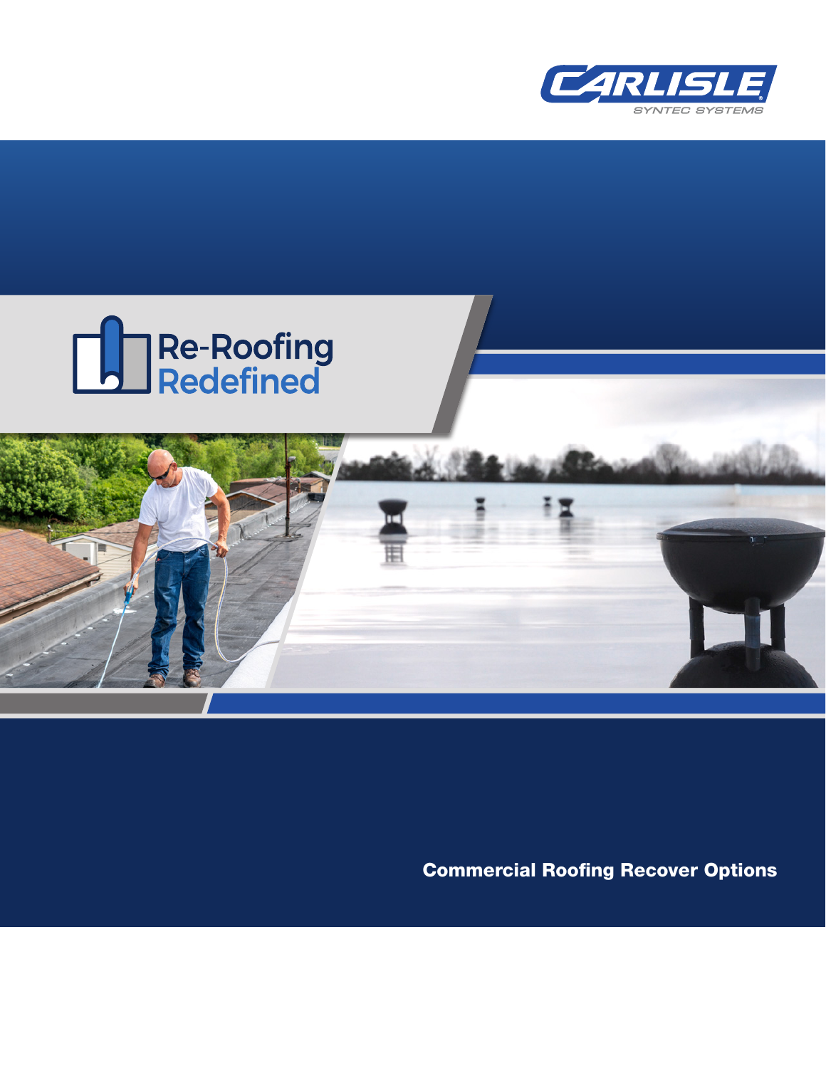CARLISLE

SYNTEC SYSTEMS

# Re-Roofing Redefined

## Commercial Roofing Recover Options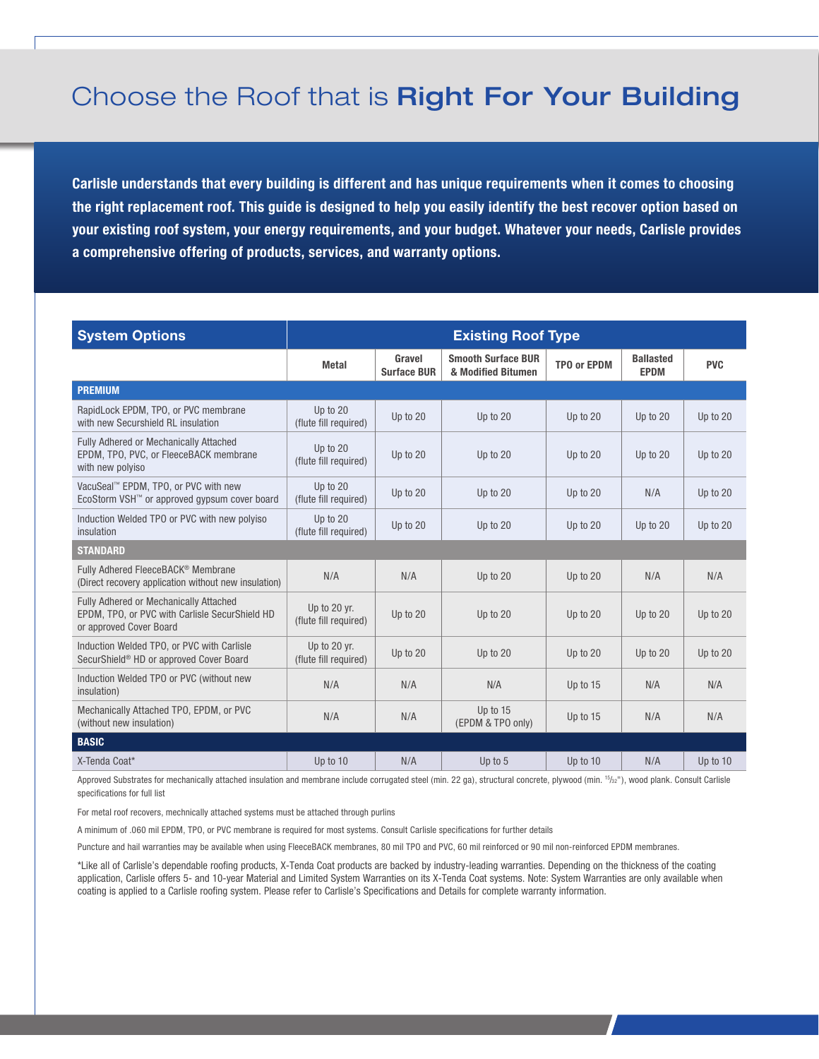# Choose the Roof that is **Right For Your Building**

**Carlisle understands that every building is different and has unique requirements when it comes to choosing the right replacement roof. This guide is designed to help you easily identify the best recover option based on your existing roof system, your energy requirements, and your budget. Whatever your needs, Carlisle provides a comprehensive offering of products, services, and warranty options.**

| System Options | Existing Roof Type | | | | | |
|---|---|---|---|---|---|---|
| | Metal | Gravel Surface BUR | Smooth Surface BUR & Modified Bitumen | TPO or EPDM | Ballasted EPDM | PVC |
| **PREMIUM** | | | | | | |
| RapidLock EPDM, TPO, or PVC membrane with new Securshield RL insulation | Up to 20 (flute fill required) | Up to 20 | Up to 20 | Up to 20 | Up to 20 | Up to 20 |
| Fully Adhered or Mechanically Attached EPDM, TPO, PVC, or FleeceBACK membrane with new polyiso | Up to 20 (flute fill required) | Up to 20 | Up to 20 | Up to 20 | Up to 20 | Up to 20 |
| VacuSeal™ EPDM, TPO, or PVC with new EcoStorm VSH™ or approved gypsum cover board | Up to 20 (flute fill required) | Up to 20 | Up to 20 | Up to 20 | N/A | Up to 20 |
| Induction Welded TPO or PVC with new polyiso insulation | Up to 20 (flute fill required) | Up to 20 | Up to 20 | Up to 20 | Up to 20 | Up to 20 |
| **STANDARD** | | | | | | |
| Fully Adhered FleeceBACK® Membrane (Direct recovery application without new insulation) | N/A | N/A | Up to 20 | Up to 20 | N/A | N/A |
| Fully Adhered or Mechanically Attached EPDM, TPO, or PVC with Carlisle SecurShield HD or approved Cover Board | Up to 20 yr. (flute fill required) | Up to 20 | Up to 20 | Up to 20 | Up to 20 | Up to 20 |
| Induction Welded TPO, or PVC with Carlisle SecurShield® HD or approved Cover Board | Up to 20 yr. (flute fill required) | Up to 20 | Up to 20 | Up to 20 | Up to 20 | Up to 20 |
| Induction Welded TPO or PVC (without new insulation) | N/A | N/A | N/A | Up to 15 | N/A | N/A |
| Mechanically Attached TPO, EPDM, or PVC (without new insulation) | N/A | N/A | Up to 15 (EPDM & TPO only) | Up to 15 | N/A | N/A |
| **BASIC** | | | | | | |
| X-Tenda Coat* | Up to 10 | N/A | Up to 5 | Up to 10 | N/A | Up to 10 |

Approved Substrates for mechanically attached insulation and membrane include corrugated steel (min. 22 ga), structural concrete, plywood (min. 15/32"), wood plank. Consult Carlisle specifications for full list

For metal roof recovers, mechnically attached systems must be attached through purlins

A minimum of .060 mil EPDM, TPO, or PVC membrane is required for most systems. Consult Carlisle specifications for further details

Puncture and hail warranties may be available when using FleeceBACK membranes, 80 mil TPO and PVC, 60 mil reinforced or 90 mil non-reinforced EPDM membranes.

*Like all of Carlisle's dependable roofing products, X-Tenda Coat products are backed by industry-leading warranties. Depending on the thickness of the coating application, Carlisle offers 5- and 10-year Material and Limited System Warranties on its X-Tenda Coat systems. Note: System Warranties are only available when coating is applied to a Carlisle roofing system. Please refer to Carlisle's Specifications and Details for complete warranty information.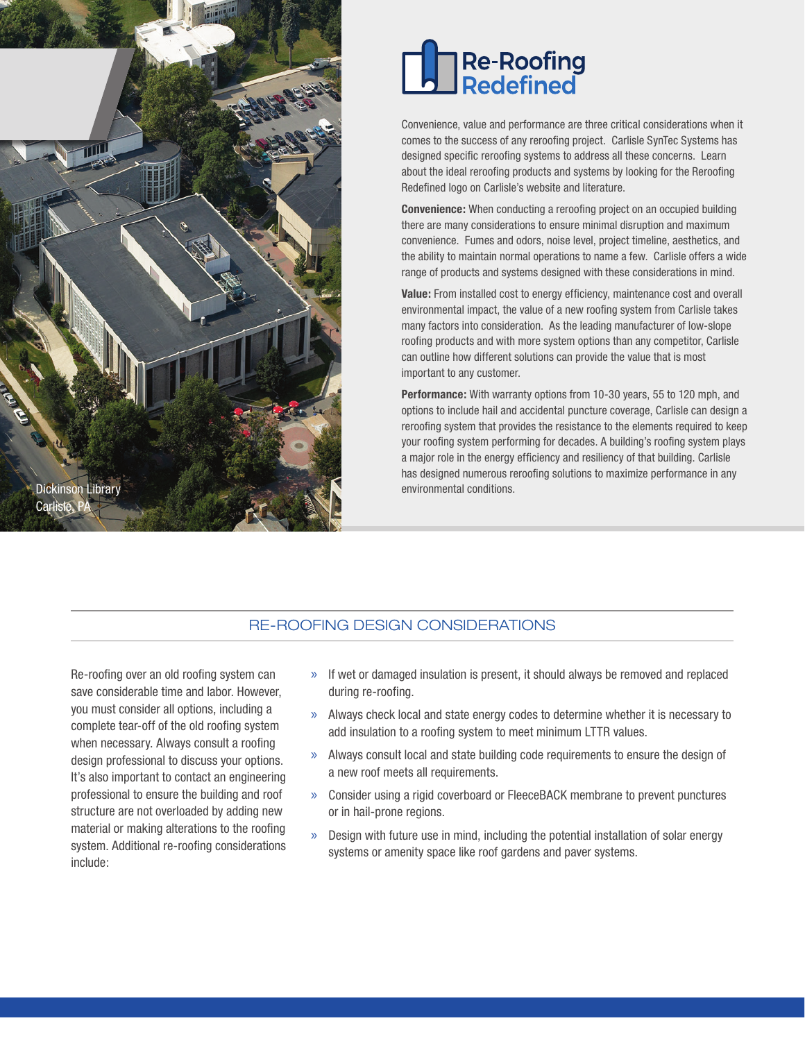Dickinson Library
Carlisle, PA

# Re-Roofing Redefined

Convenience, value and performance are three critical considerations when it comes to the success of any reroofing project. Carlisle SynTec Systems has designed specific reroofing systems to address all these concerns. Learn about the ideal reroofing products and systems by looking for the Reroofing Redefined logo on Carlisle's website and literature.

**Convenience:** When conducting a reroofing project on an occupied building there are many considerations to ensure minimal disruption and maximum convenience. Fumes and odors, noise level, project timeline, aesthetics, and the ability to maintain normal operations to name a few. Carlisle offers a wide range of products and systems designed with these considerations in mind.

**Value:** From installed cost to energy efficiency, maintenance cost and overall environmental impact, the value of a new roofing system from Carlisle takes many factors into consideration. As the leading manufacturer of low-slope roofing products and with more system options than any competitor, Carlisle can outline how different solutions can provide the value that is most important to any customer.

**Performance:** With warranty options from 10-30 years, 55 to 120 mph, and options to include hail and accidental puncture coverage, Carlisle can design a reroofing system that provides the resistance to the elements required to keep your roofing system performing for decades. A building's roofing system plays a major role in the energy efficiency and resiliency of that building. Carlisle has designed numerous reroofing solutions to maximize performance in any environmental conditions.

## RE-ROOFING DESIGN CONSIDERATIONS

Re-roofing over an old roofing system can save considerable time and labor. However, you must consider all options, including a complete tear-off of the old roofing system when necessary. Always consult a roofing design professional to discuss your options. It's also important to contact an engineering professional to ensure the building and roof structure are not overloaded by adding new material or making alterations to the roofing system. Additional re-roofing considerations include:

- If wet or damaged insulation is present, it should always be removed and replaced during re-roofing.
- Always check local and state energy codes to determine whether it is necessary to add insulation to a roofing system to meet minimum LTTR values.
- Always consult local and state building code requirements to ensure the design of a new roof meets all requirements.
- Consider using a rigid coverboard or FleeceBACK membrane to prevent punctures or in hail-prone regions.
- Design with future use in mind, including the potential installation of solar energy systems or amenity space like roof gardens and paver systems.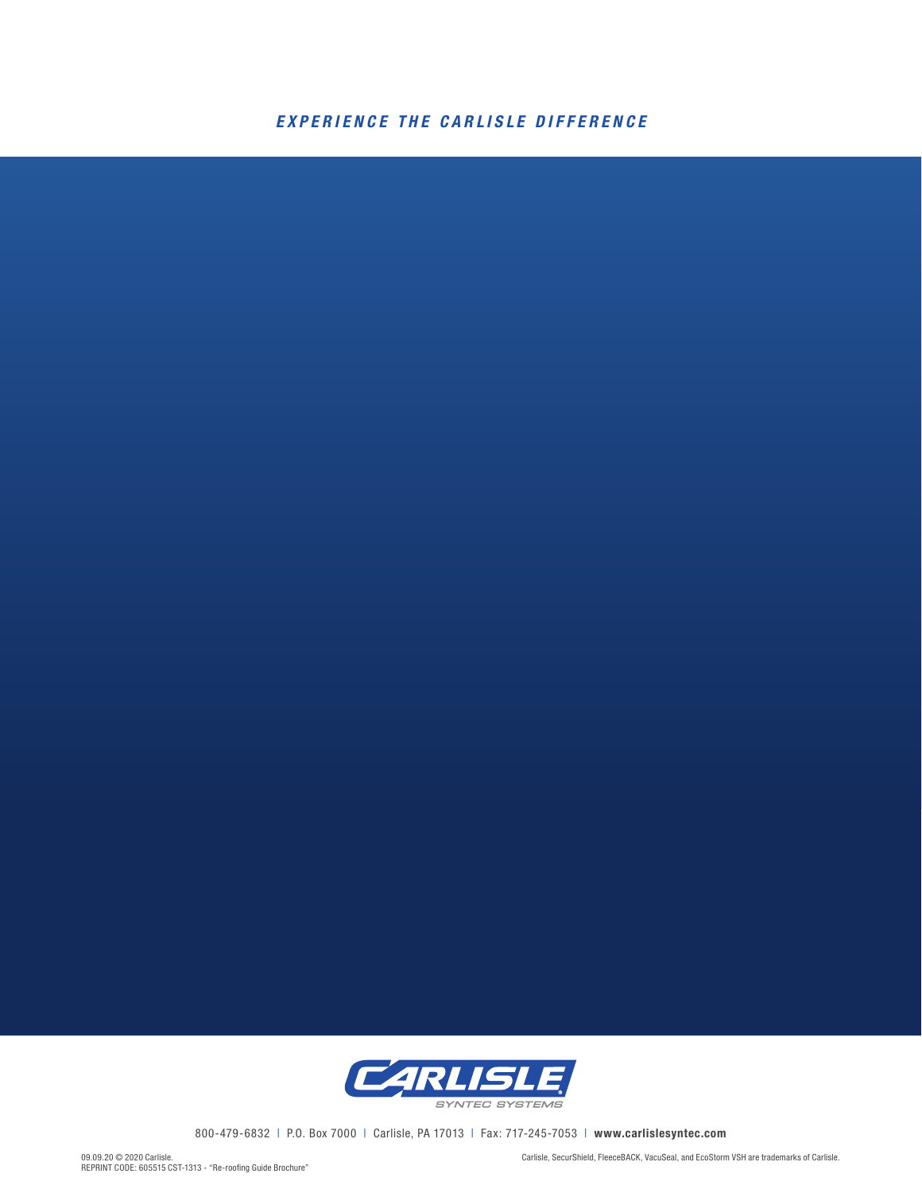***EXPERIENCE THE CARLISLE DIFFERENCE***

CARLISLE
SYNTEC SYSTEMS

800-479-6832 | P.O. Box 7000 | Carlisle, PA 17013 | Fax: 717-245-7053 | **www.carlislesyntec.com**

09.09.20 © 2020 Carlisle.
REPRINT CODE: 605515 CST-1313 - "Re-roofing Guide Brochure"

Carlisle, SecurShield, FleeceBACK, VacuSeal, and EcoStorm VSH are trademarks of Carlisle.